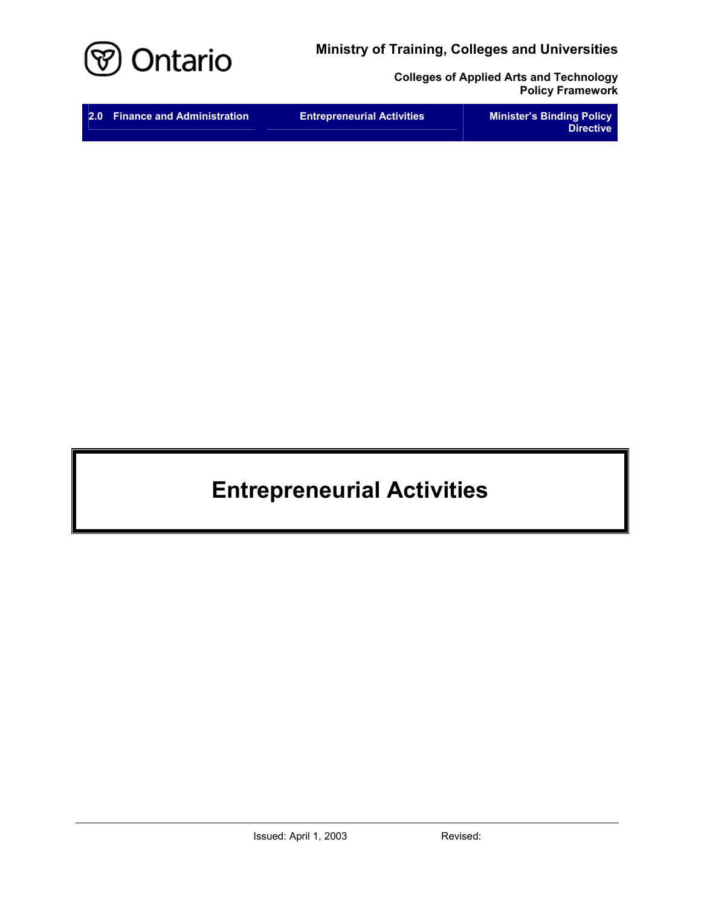Ministry of Training, Colleges and Universities

Colleges of Applied Arts and Technology
Policy Framework

| 2.0 Finance and Administration | Entrepreneurial Activities | Minister's Binding Policy Directive |
|---|---|---|

# Entrepreneurial Activities

Issued: April 1, 2003 Revised: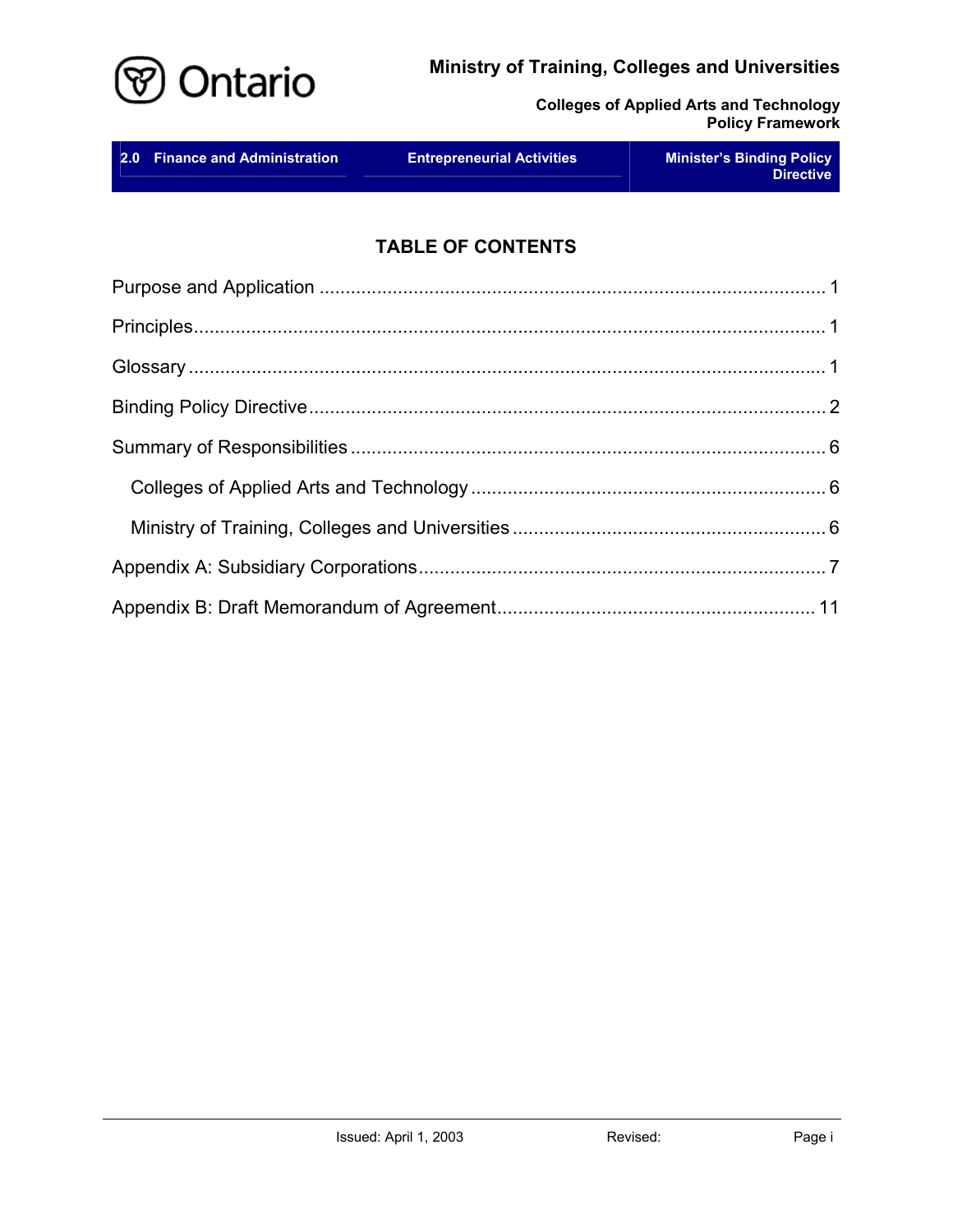# TABLE OF CONTENTS

Purpose and Application ............................................................................................. 1

Principles.................................................................................................................... 1

Glossary ..................................................................................................................... 1

Binding Policy Directive .............................................................................................. 2

Summary of Responsibilities ...................................................................................... 6

- Colleges of Applied Arts and Technology .............................................................. 6
- Ministry of Training, Colleges and Universities ...................................................... 6

Appendix A: Subsidiary Corporations ......................................................................... 7

Appendix B: Draft Memorandum of Agreement ......................................................... 11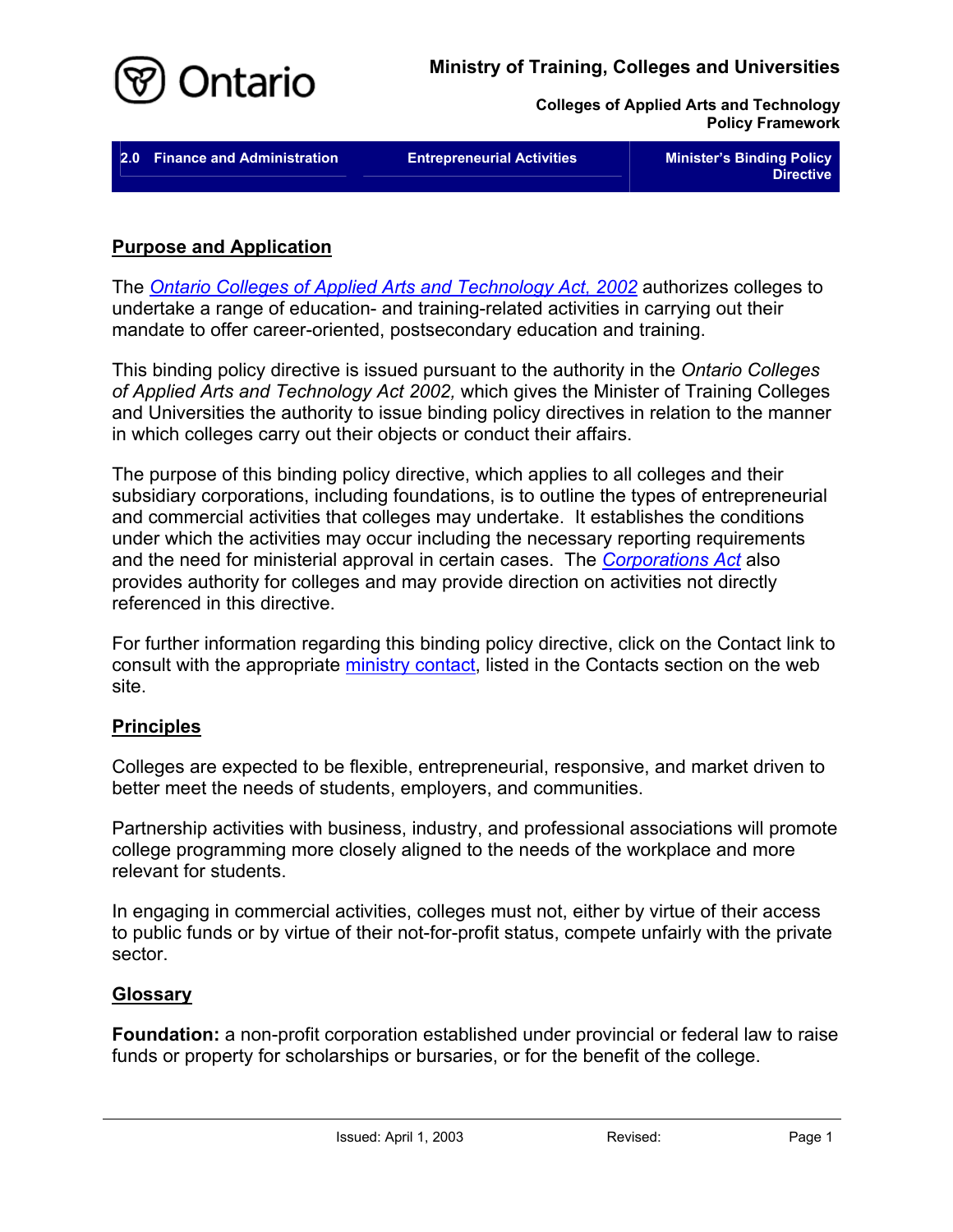## Purpose and Application

The *Ontario Colleges of Applied Arts and Technology Act, 2002* authorizes colleges to undertake a range of education- and training-related activities in carrying out their mandate to offer career-oriented, postsecondary education and training.

This binding policy directive is issued pursuant to the authority in the *Ontario Colleges of Applied Arts and Technology Act 2002,* which gives the Minister of Training Colleges and Universities the authority to issue binding policy directives in relation to the manner in which colleges carry out their objects or conduct their affairs.

The purpose of this binding policy directive, which applies to all colleges and their subsidiary corporations, including foundations, is to outline the types of entrepreneurial and commercial activities that colleges may undertake. It establishes the conditions under which the activities may occur including the necessary reporting requirements and the need for ministerial approval in certain cases. The *Corporations Act* also provides authority for colleges and may provide direction on activities not directly referenced in this directive.

For further information regarding this binding policy directive, click on the Contact link to consult with the appropriate ministry contact, listed in the Contacts section on the web site.

## Principles

Colleges are expected to be flexible, entrepreneurial, responsive, and market driven to better meet the needs of students, employers, and communities.

Partnership activities with business, industry, and professional associations will promote college programming more closely aligned to the needs of the workplace and more relevant for students.

In engaging in commercial activities, colleges must not, either by virtue of their access to public funds or by virtue of their not-for-profit status, compete unfairly with the private sector.

## Glossary

**Foundation:** a non-profit corporation established under provincial or federal law to raise funds or property for scholarships or bursaries, or for the benefit of the college.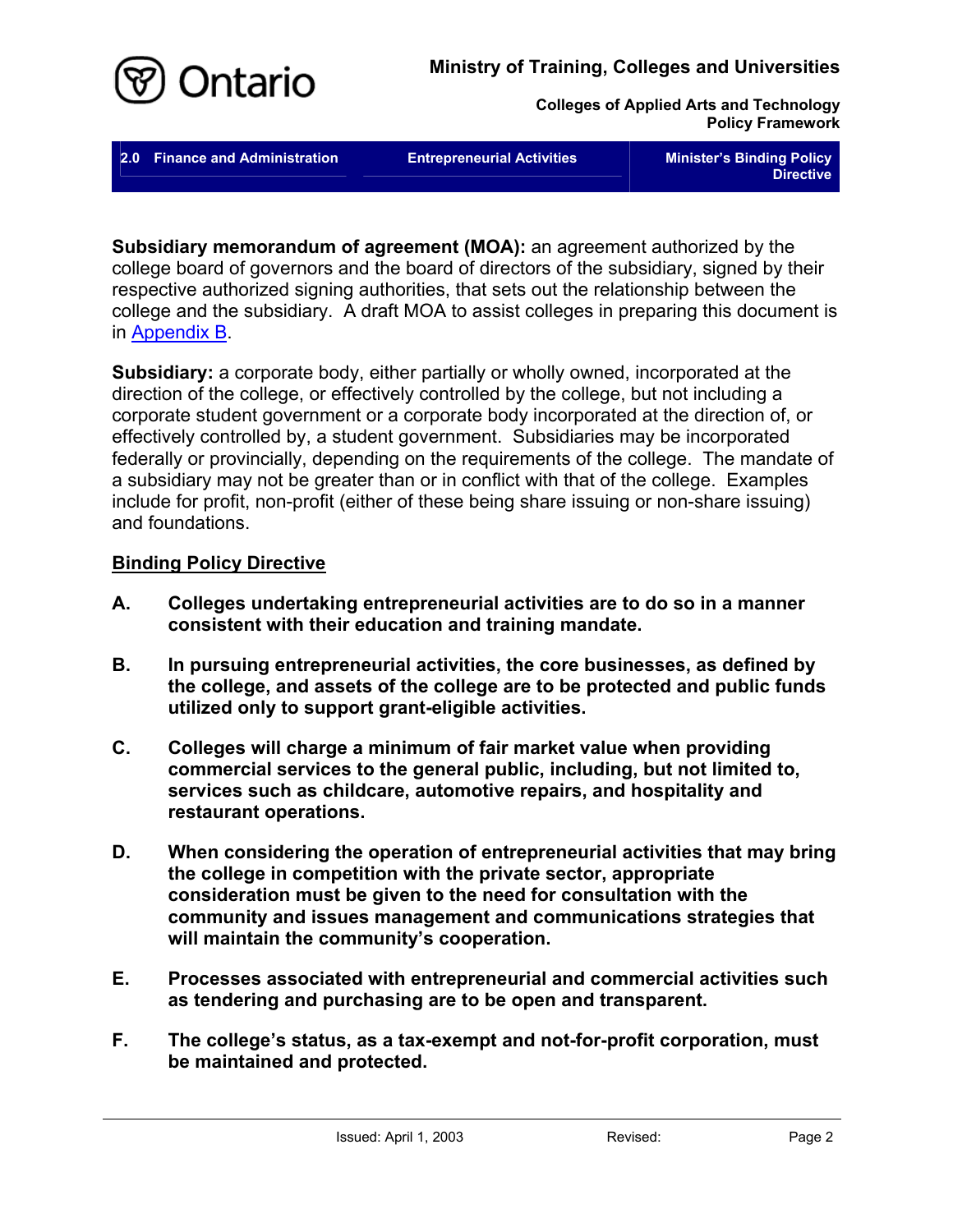**Subsidiary memorandum of agreement (MOA):** an agreement authorized by the college board of governors and the board of directors of the subsidiary, signed by their respective authorized signing authorities, that sets out the relationship between the college and the subsidiary. A draft MOA to assist colleges in preparing this document is in Appendix B.

**Subsidiary:** a corporate body, either partially or wholly owned, incorporated at the direction of the college, or effectively controlled by the college, but not including a corporate student government or a corporate body incorporated at the direction of, or effectively controlled by, a student government. Subsidiaries may be incorporated federally or provincially, depending on the requirements of the college. The mandate of a subsidiary may not be greater than or in conflict with that of the college. Examples include for profit, non-profit (either of these being share issuing or non-share issuing) and foundations.

## Binding Policy Directive

**A. Colleges undertaking entrepreneurial activities are to do so in a manner consistent with their education and training mandate.**

**B. In pursuing entrepreneurial activities, the core businesses, as defined by the college, and assets of the college are to be protected and public funds utilized only to support grant-eligible activities.**

**C. Colleges will charge a minimum of fair market value when providing commercial services to the general public, including, but not limited to, services such as childcare, automotive repairs, and hospitality and restaurant operations.**

**D. When considering the operation of entrepreneurial activities that may bring the college in competition with the private sector, appropriate consideration must be given to the need for consultation with the community and issues management and communications strategies that will maintain the community's cooperation.**

**E. Processes associated with entrepreneurial and commercial activities such as tendering and purchasing are to be open and transparent.**

**F. The college's status, as a tax-exempt and not-for-profit corporation, must be maintained and protected.**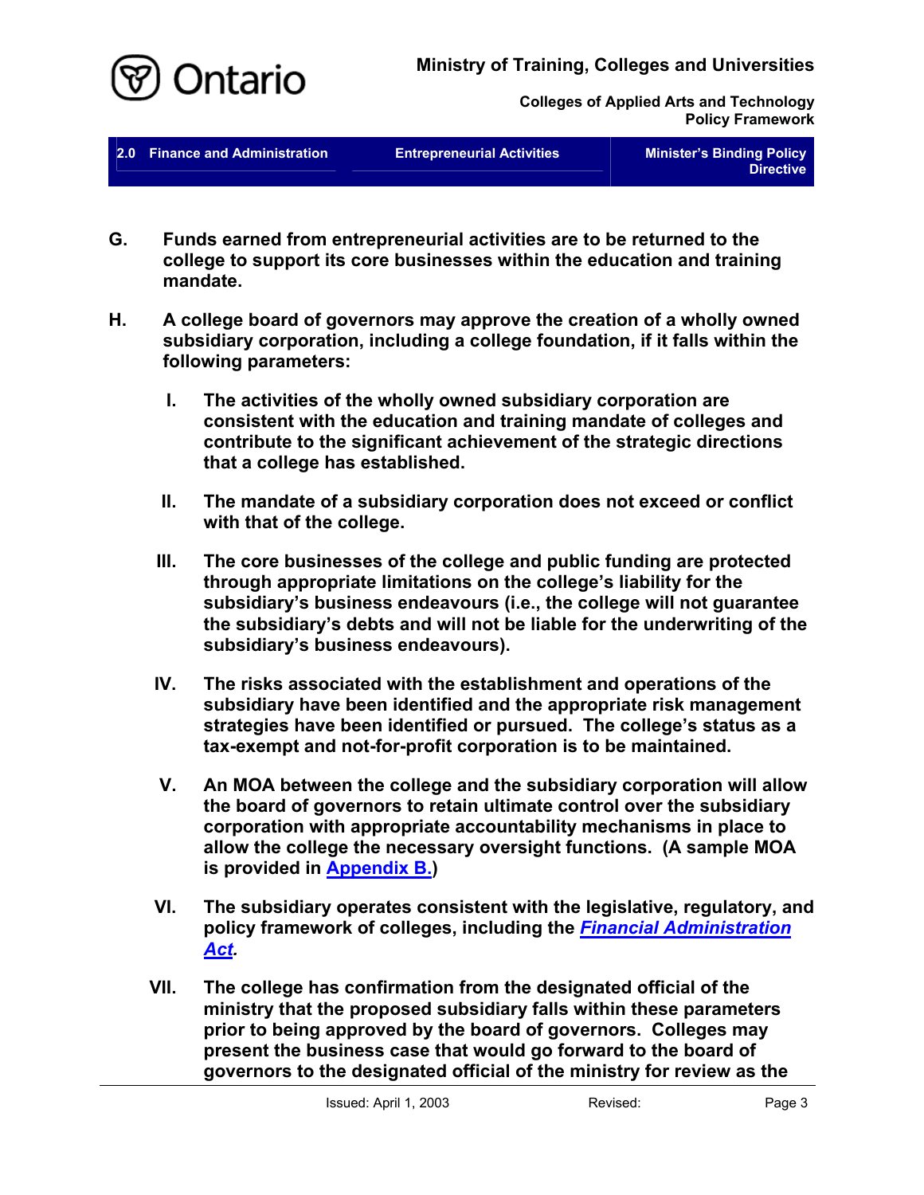**G. Funds earned from entrepreneurial activities are to be returned to the college to support its core businesses within the education and training mandate.**

**H. A college board of governors may approve the creation of a wholly owned subsidiary corporation, including a college foundation, if it falls within the following parameters:**

**I. The activities of the wholly owned subsidiary corporation are consistent with the education and training mandate of colleges and contribute to the significant achievement of the strategic directions that a college has established.**

**II. The mandate of a subsidiary corporation does not exceed or conflict with that of the college.**

**III. The core businesses of the college and public funding are protected through appropriate limitations on the college's liability for the subsidiary's business endeavours (i.e., the college will not guarantee the subsidiary's debts and will not be liable for the underwriting of the subsidiary's business endeavours).**

**IV. The risks associated with the establishment and operations of the subsidiary have been identified and the appropriate risk management strategies have been identified or pursued. The college's status as a tax-exempt and not-for-profit corporation is to be maintained.**

**V. An MOA between the college and the subsidiary corporation will allow the board of governors to retain ultimate control over the subsidiary corporation with appropriate accountability mechanisms in place to allow the college the necessary oversight functions. (A sample MOA is provided in Appendix B.)**

**VI. The subsidiary operates consistent with the legislative, regulatory, and policy framework of colleges, including the *Financial Administration Act*.**

**VII. The college has confirmation from the designated official of the ministry that the proposed subsidiary falls within these parameters prior to being approved by the board of governors. Colleges may present the business case that would go forward to the board of governors to the designated official of the ministry for review as the**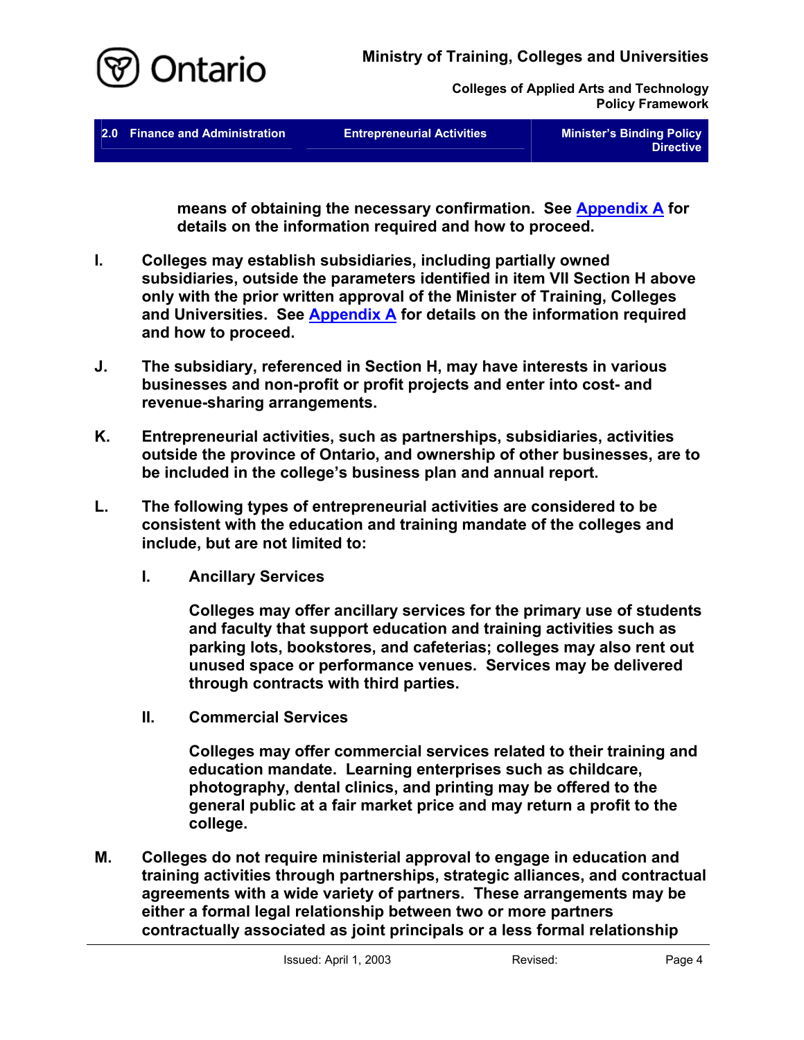**means of obtaining the necessary confirmation. See Appendix A for details on the information required and how to proceed.**

**I. Colleges may establish subsidiaries, including partially owned subsidiaries, outside the parameters identified in item VII Section H above only with the prior written approval of the Minister of Training, Colleges and Universities. See Appendix A for details on the information required and how to proceed.**

**J. The subsidiary, referenced in Section H, may have interests in various businesses and non-profit or profit projects and enter into cost- and revenue-sharing arrangements.**

**K. Entrepreneurial activities, such as partnerships, subsidiaries, activities outside the province of Ontario, and ownership of other businesses, are to be included in the college's business plan and annual report.**

**L. The following types of entrepreneurial activities are considered to be consistent with the education and training mandate of the colleges and include, but are not limited to:**

**I. Ancillary Services**

**Colleges may offer ancillary services for the primary use of students and faculty that support education and training activities such as parking lots, bookstores, and cafeterias; colleges may also rent out unused space or performance venues. Services may be delivered through contracts with third parties.**

**II. Commercial Services**

**Colleges may offer commercial services related to their training and education mandate. Learning enterprises such as childcare, photography, dental clinics, and printing may be offered to the general public at a fair market price and may return a profit to the college.**

**M. Colleges do not require ministerial approval to engage in education and training activities through partnerships, strategic alliances, and contractual agreements with a wide variety of partners. These arrangements may be either a formal legal relationship between two or more partners contractually associated as joint principals or a less formal relationship**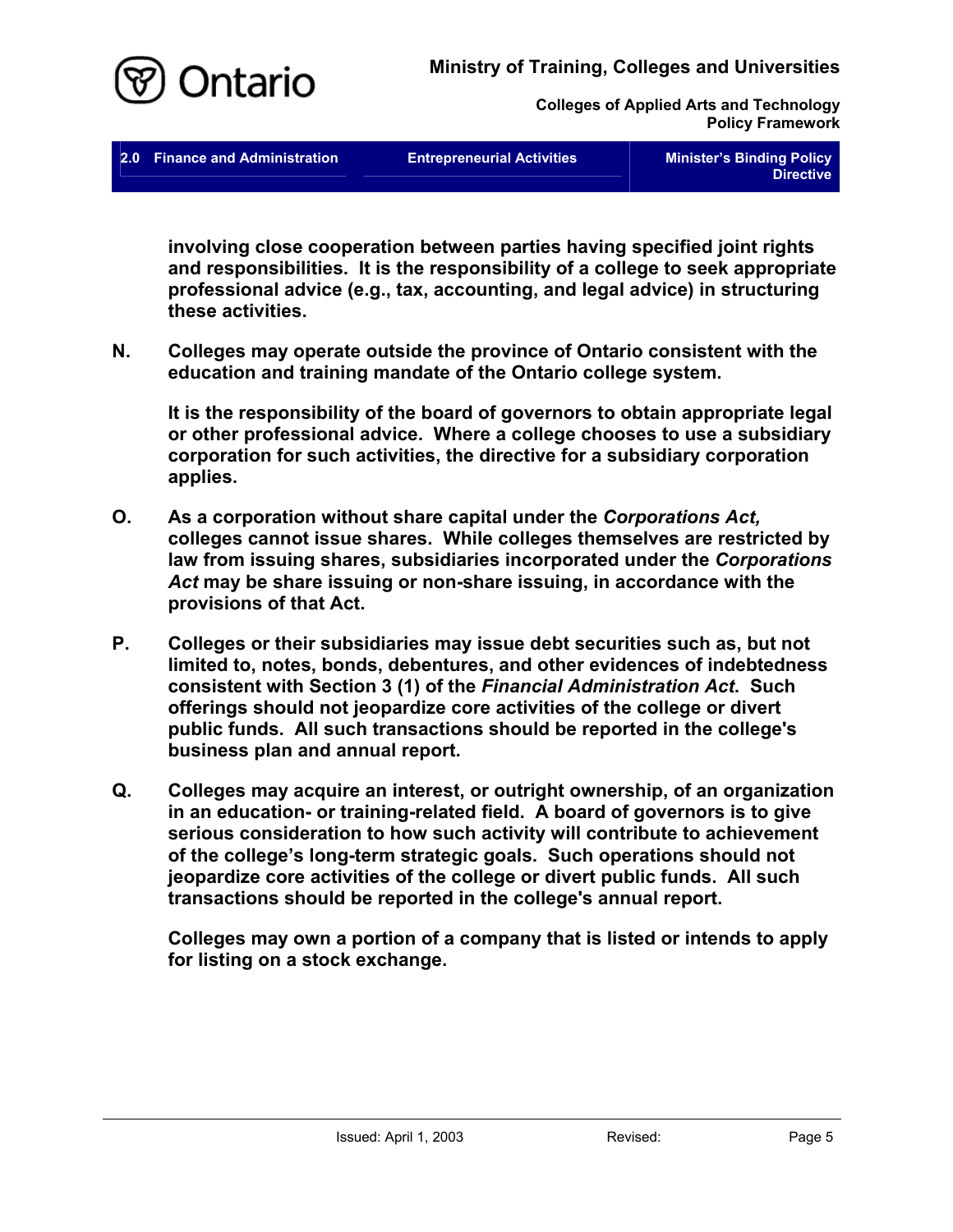**involving close cooperation between parties having specified joint rights and responsibilities. It is the responsibility of a college to seek appropriate professional advice (e.g., tax, accounting, and legal advice) in structuring these activities.**

**N. Colleges may operate outside the province of Ontario consistent with the education and training mandate of the Ontario college system.**

**It is the responsibility of the board of governors to obtain appropriate legal or other professional advice. Where a college chooses to use a subsidiary corporation for such activities, the directive for a subsidiary corporation applies.**

**O. As a corporation without share capital under the *Corporations Act,* colleges cannot issue shares. While colleges themselves are restricted by law from issuing shares, subsidiaries incorporated under the *Corporations Act* may be share issuing or non-share issuing, in accordance with the provisions of that Act.**

**P. Colleges or their subsidiaries may issue debt securities such as, but not limited to, notes, bonds, debentures, and other evidences of indebtedness consistent with Section 3 (1) of the *Financial Administration Act*. Such offerings should not jeopardize core activities of the college or divert public funds. All such transactions should be reported in the college's business plan and annual report.**

**Q. Colleges may acquire an interest, or outright ownership, of an organization in an education- or training-related field. A board of governors is to give serious consideration to how such activity will contribute to achievement of the college's long-term strategic goals. Such operations should not jeopardize core activities of the college or divert public funds. All such transactions should be reported in the college's annual report.**

**Colleges may own a portion of a company that is listed or intends to apply for listing on a stock exchange.**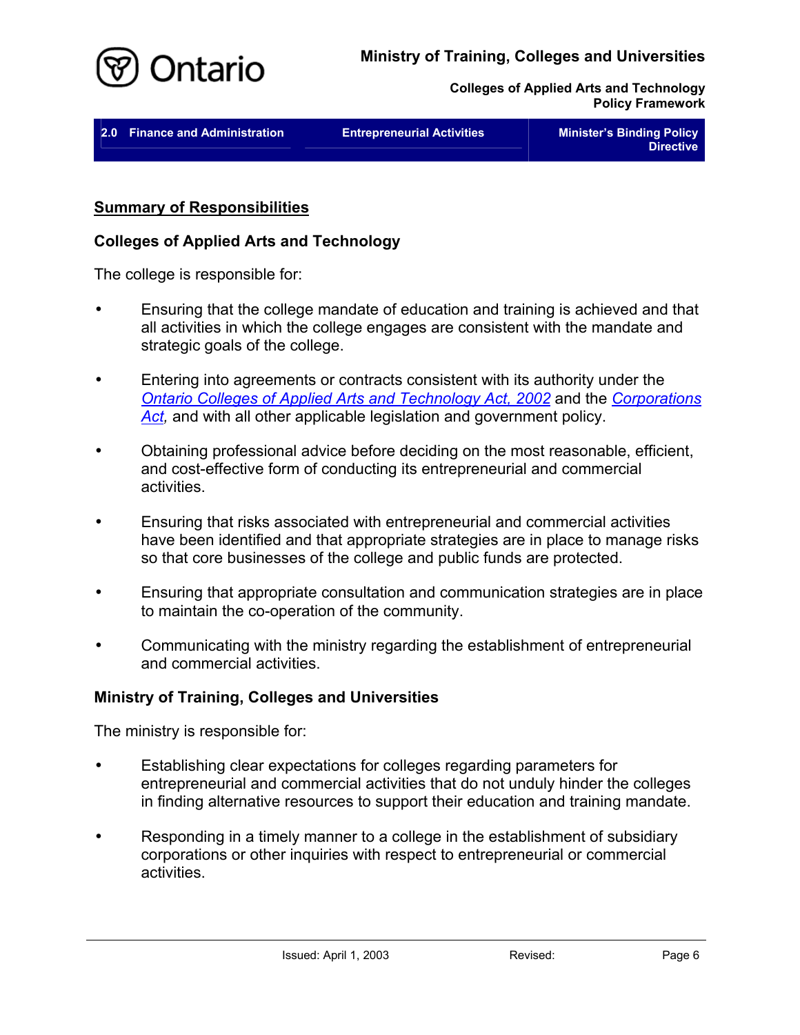## Summary of Responsibilities

### Colleges of Applied Arts and Technology

The college is responsible for:

- Ensuring that the college mandate of education and training is achieved and that all activities in which the college engages are consistent with the mandate and strategic goals of the college.

- Entering into agreements or contracts consistent with its authority under the *Ontario Colleges of Applied Arts and Technology Act, 2002* and the *Corporations Act,* and with all other applicable legislation and government policy.

- Obtaining professional advice before deciding on the most reasonable, efficient, and cost-effective form of conducting its entrepreneurial and commercial activities.

- Ensuring that risks associated with entrepreneurial and commercial activities have been identified and that appropriate strategies are in place to manage risks so that core businesses of the college and public funds are protected.

- Ensuring that appropriate consultation and communication strategies are in place to maintain the co-operation of the community.

- Communicating with the ministry regarding the establishment of entrepreneurial and commercial activities.

### Ministry of Training, Colleges and Universities

The ministry is responsible for:

- Establishing clear expectations for colleges regarding parameters for entrepreneurial and commercial activities that do not unduly hinder the colleges in finding alternative resources to support their education and training mandate.

- Responding in a timely manner to a college in the establishment of subsidiary corporations or other inquiries with respect to entrepreneurial or commercial activities.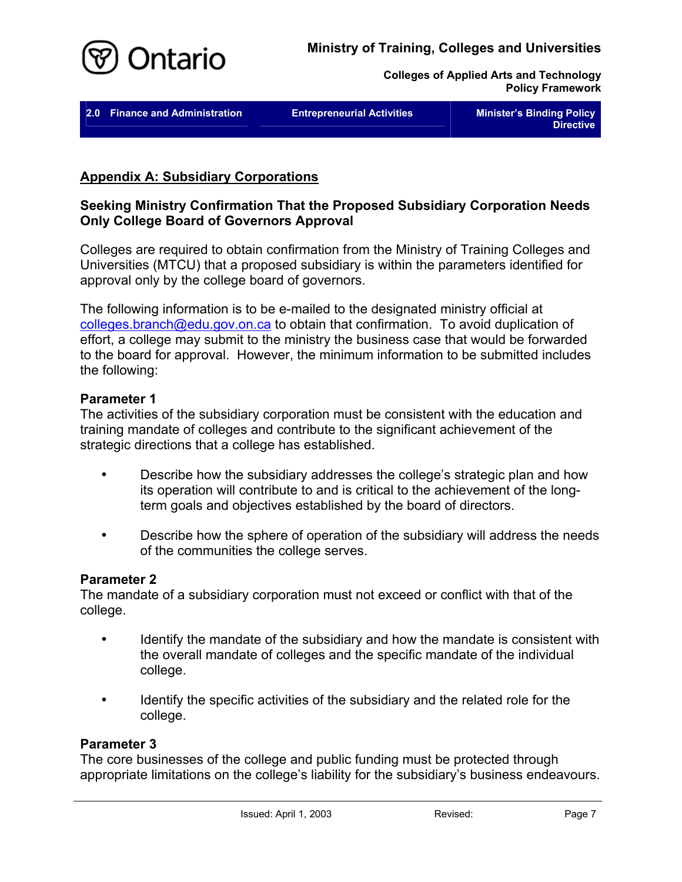## Appendix A: Subsidiary Corporations

### Seeking Ministry Confirmation That the Proposed Subsidiary Corporation Needs Only College Board of Governors Approval

Colleges are required to obtain confirmation from the Ministry of Training Colleges and Universities (MTCU) that a proposed subsidiary is within the parameters identified for approval only by the college board of governors.

The following information is to be e-mailed to the designated ministry official at colleges.branch@edu.gov.on.ca to obtain that confirmation. To avoid duplication of effort, a college may submit to the ministry the business case that would be forwarded to the board for approval. However, the minimum information to be submitted includes the following:

**Parameter 1**
The activities of the subsidiary corporation must be consistent with the education and training mandate of colleges and contribute to the significant achievement of the strategic directions that a college has established.

- Describe how the subsidiary addresses the college's strategic plan and how its operation will contribute to and is critical to the achievement of the long-term goals and objectives established by the board of directors.
- Describe how the sphere of operation of the subsidiary will address the needs of the communities the college serves.

**Parameter 2**
The mandate of a subsidiary corporation must not exceed or conflict with that of the college.

- Identify the mandate of the subsidiary and how the mandate is consistent with the overall mandate of colleges and the specific mandate of the individual college.
- Identify the specific activities of the subsidiary and the related role for the college.

**Parameter 3**
The core businesses of the college and public funding must be protected through appropriate limitations on the college's liability for the subsidiary's business endeavours.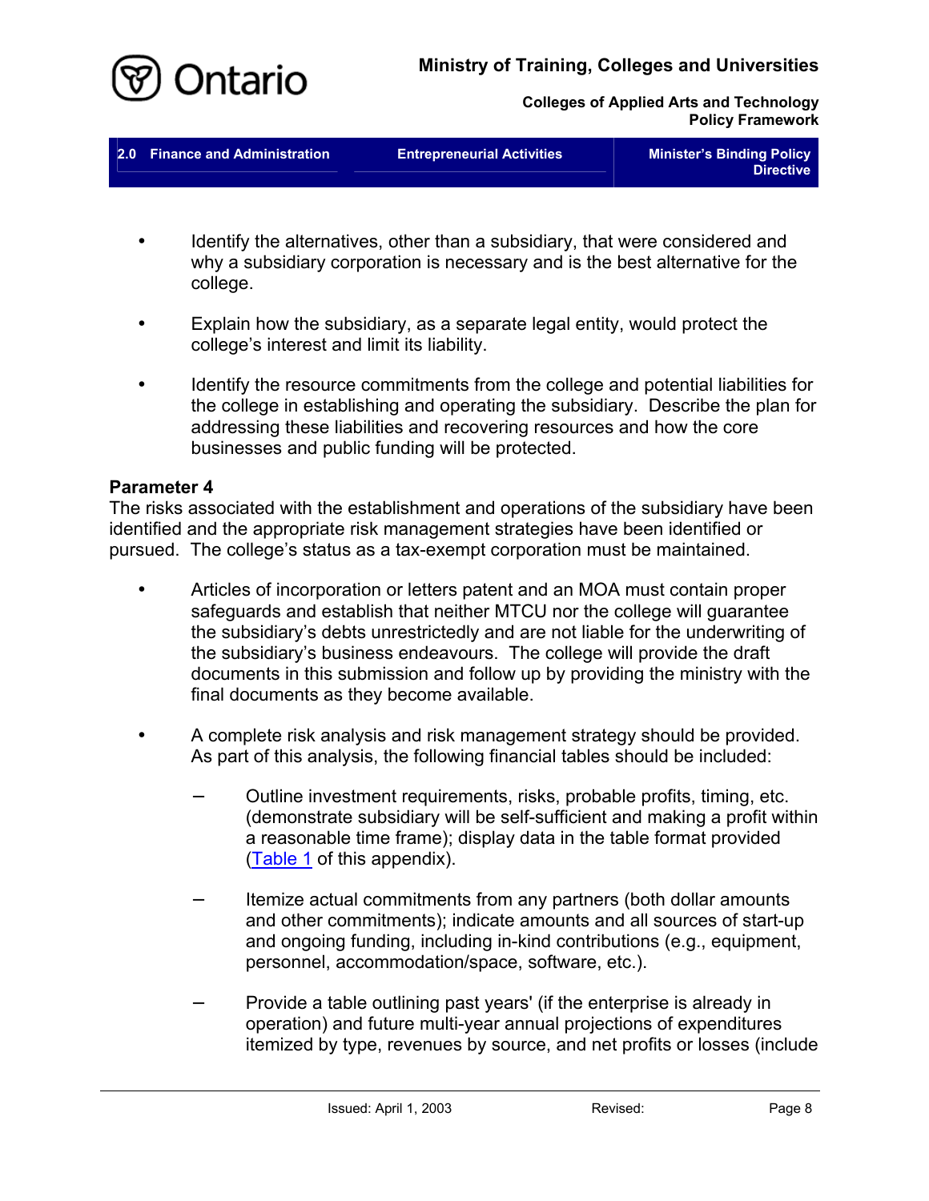- Identify the alternatives, other than a subsidiary, that were considered and why a subsidiary corporation is necessary and is the best alternative for the college.

- Explain how the subsidiary, as a separate legal entity, would protect the college's interest and limit its liability.

- Identify the resource commitments from the college and potential liabilities for the college in establishing and operating the subsidiary. Describe the plan for addressing these liabilities and recovering resources and how the core businesses and public funding will be protected.

**Parameter 4**
The risks associated with the establishment and operations of the subsidiary have been identified and the appropriate risk management strategies have been identified or pursued. The college's status as a tax-exempt corporation must be maintained.

- Articles of incorporation or letters patent and an MOA must contain proper safeguards and establish that neither MTCU nor the college will guarantee the subsidiary's debts unrestrictedly and are not liable for the underwriting of the subsidiary's business endeavours. The college will provide the draft documents in this submission and follow up by providing the ministry with the final documents as they become available.

- A complete risk analysis and risk management strategy should be provided. As part of this analysis, the following financial tables should be included:

  - Outline investment requirements, risks, probable profits, timing, etc. (demonstrate subsidiary will be self-sufficient and making a profit within a reasonable time frame); display data in the table format provided (Table 1 of this appendix).

  - Itemize actual commitments from any partners (both dollar amounts and other commitments); indicate amounts and all sources of start-up and ongoing funding, including in-kind contributions (e.g., equipment, personnel, accommodation/space, software, etc.).

  - Provide a table outlining past years' (if the enterprise is already in operation) and future multi-year annual projections of expenditures itemized by type, revenues by source, and net profits or losses (include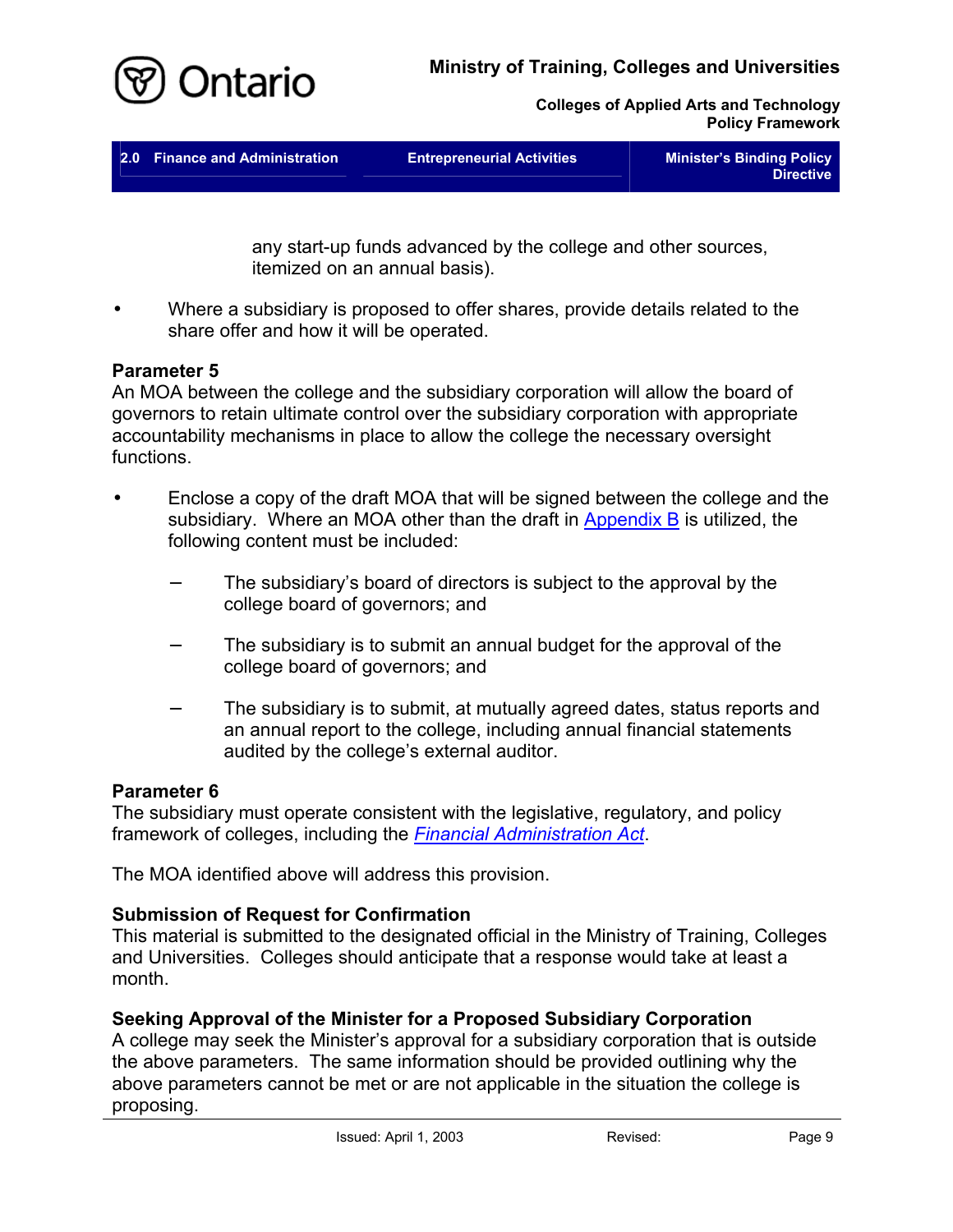any start-up funds advanced by the college and other sources, itemized on an annual basis).

- Where a subsidiary is proposed to offer shares, provide details related to the share offer and how it will be operated.

**Parameter 5**
An MOA between the college and the subsidiary corporation will allow the board of governors to retain ultimate control over the subsidiary corporation with appropriate accountability mechanisms in place to allow the college the necessary oversight functions.

- Enclose a copy of the draft MOA that will be signed between the college and the subsidiary. Where an MOA other than the draft in Appendix B is utilized, the following content must be included:

  - The subsidiary's board of directors is subject to the approval by the college board of governors; and

  - The subsidiary is to submit an annual budget for the approval of the college board of governors; and

  - The subsidiary is to submit, at mutually agreed dates, status reports and an annual report to the college, including annual financial statements audited by the college's external auditor.

**Parameter 6**
The subsidiary must operate consistent with the legislative, regulatory, and policy framework of colleges, including the *Financial Administration Act*.

The MOA identified above will address this provision.

**Submission of Request for Confirmation**
This material is submitted to the designated official in the Ministry of Training, Colleges and Universities. Colleges should anticipate that a response would take at least a month.

**Seeking Approval of the Minister for a Proposed Subsidiary Corporation**
A college may seek the Minister's approval for a subsidiary corporation that is outside the above parameters. The same information should be provided outlining why the above parameters cannot be met or are not applicable in the situation the college is proposing.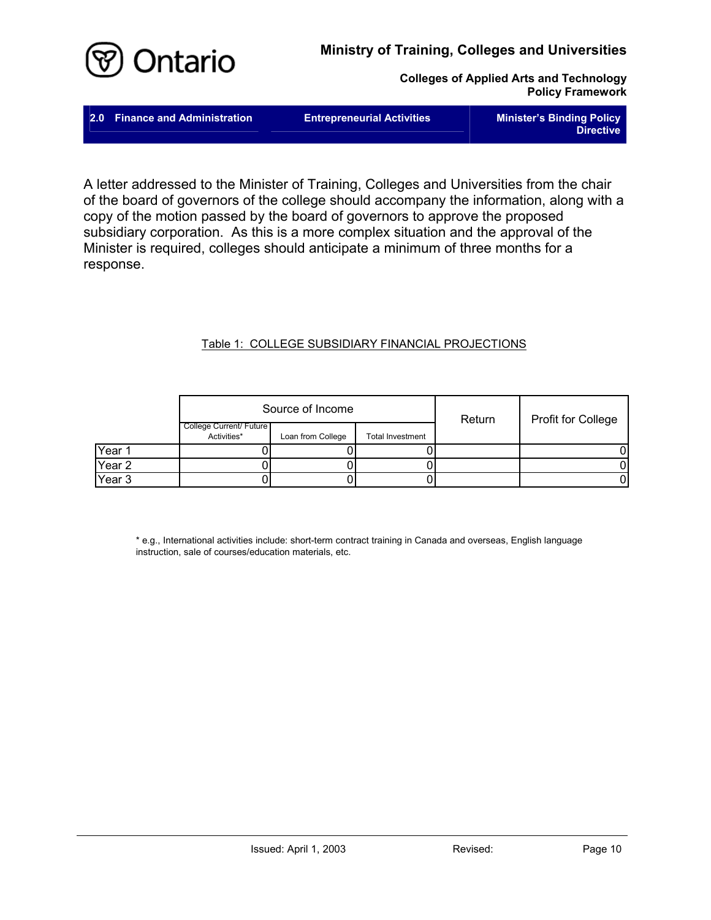A letter addressed to the Minister of Training, Colleges and Universities from the chair of the board of governors of the college should accompany the information, along with a copy of the motion passed by the board of governors to approve the proposed subsidiary corporation. As this is a more complex situation and the approval of the Minister is required, colleges should anticipate a minimum of three months for a response.

Table 1: COLLEGE SUBSIDIARY FINANCIAL PROJECTIONS

| | Source of Income | | | Return | Profit for College |
|---|---|---|---|---|---|
| | College Current/ Future Activities* | Loan from College | Total Investment | | |
| Year 1 | 0 | 0 | 0 | | 0 |
| Year 2 | 0 | 0 | 0 | | 0 |
| Year 3 | 0 | 0 | 0 | | 0 |

* e.g., International activities include: short-term contract training in Canada and overseas, English language instruction, sale of courses/education materials, etc.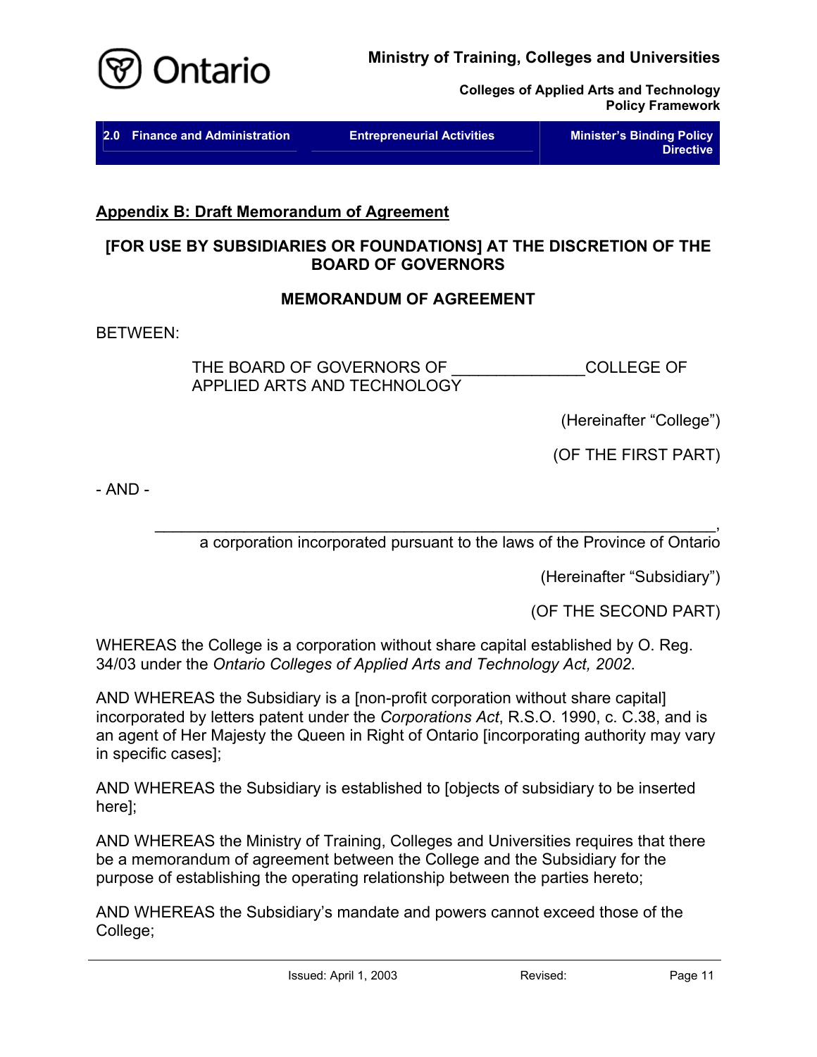## Appendix B: Draft Memorandum of Agreement

**[FOR USE BY SUBSIDIARIES OR FOUNDATIONS] AT THE DISCRETION OF THE BOARD OF GOVERNORS**

**MEMORANDUM OF AGREEMENT**

BETWEEN:

THE BOARD OF GOVERNORS OF _______________COLLEGE OF APPLIED ARTS AND TECHNOLOGY

(Hereinafter "College")

(OF THE FIRST PART)

- AND -

_______________________________________________________________,
a corporation incorporated pursuant to the laws of the Province of Ontario

(Hereinafter "Subsidiary")

(OF THE SECOND PART)

WHEREAS the College is a corporation without share capital established by O. Reg. 34/03 under the *Ontario Colleges of Applied Arts and Technology Act, 2002*.

AND WHEREAS the Subsidiary is a [non-profit corporation without share capital] incorporated by letters patent under the *Corporations Act*, R.S.O. 1990, c. C.38, and is an agent of Her Majesty the Queen in Right of Ontario [incorporating authority may vary in specific cases];

AND WHEREAS the Subsidiary is established to [objects of subsidiary to be inserted here];

AND WHEREAS the Ministry of Training, Colleges and Universities requires that there be a memorandum of agreement between the College and the Subsidiary for the purpose of establishing the operating relationship between the parties hereto;

AND WHEREAS the Subsidiary's mandate and powers cannot exceed those of the College;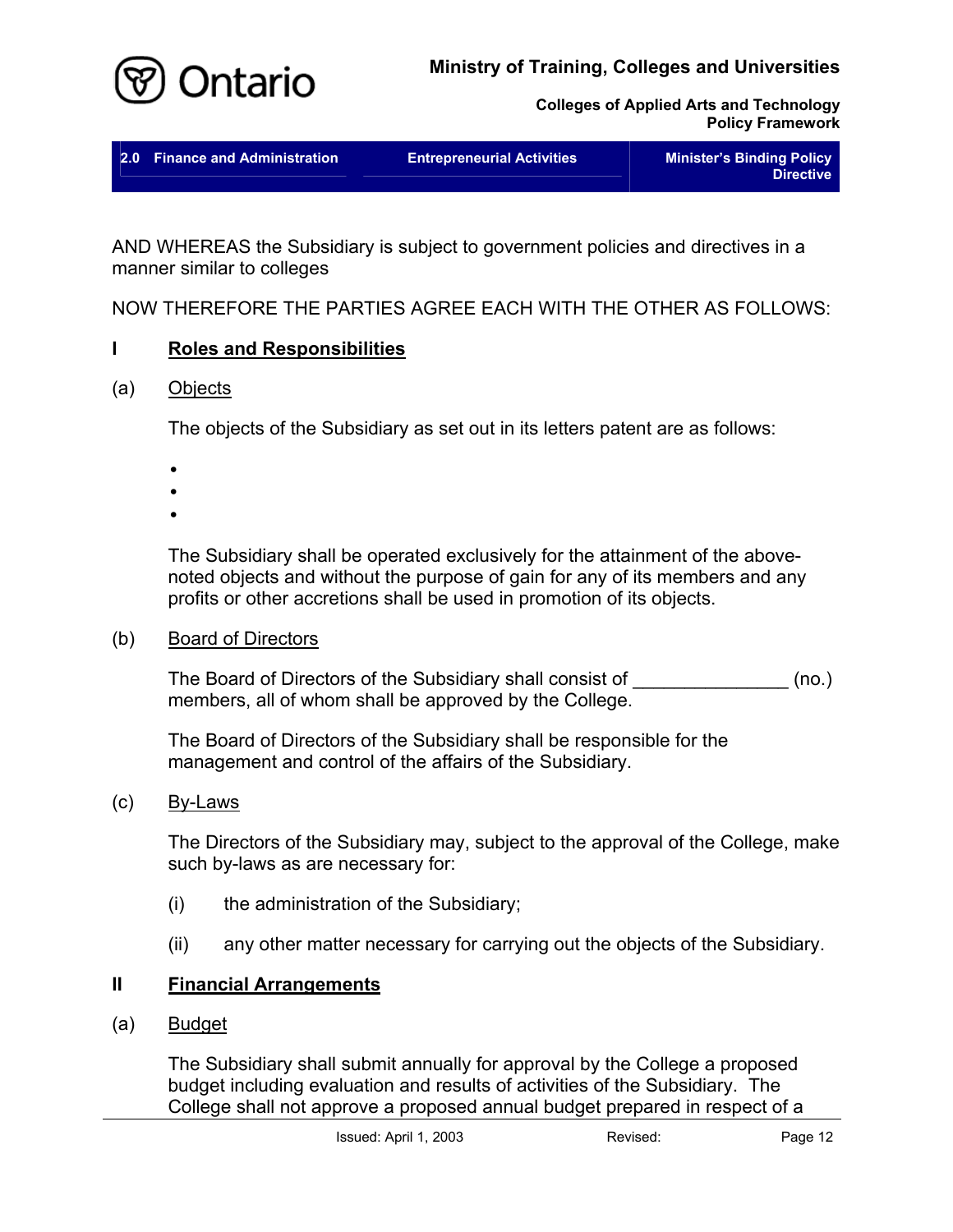AND WHEREAS the Subsidiary is subject to government policies and directives in a manner similar to colleges

NOW THEREFORE THE PARTIES AGREE EACH WITH THE OTHER AS FOLLOWS:

## I **Roles and Responsibilities**

### (a) Objects

The objects of the Subsidiary as set out in its letters patent are as follows:

- 
- 
- 

The Subsidiary shall be operated exclusively for the attainment of the above-noted objects and without the purpose of gain for any of its members and any profits or other accretions shall be used in promotion of its objects.

### (b) Board of Directors

The Board of Directors of the Subsidiary shall consist of _______________ (no.) members, all of whom shall be approved by the College.

The Board of Directors of the Subsidiary shall be responsible for the management and control of the affairs of the Subsidiary.

### (c) By-Laws

The Directors of the Subsidiary may, subject to the approval of the College, make such by-laws as are necessary for:

(i) the administration of the Subsidiary;

(ii) any other matter necessary for carrying out the objects of the Subsidiary.

## II **Financial Arrangements**

### (a) Budget

The Subsidiary shall submit annually for approval by the College a proposed budget including evaluation and results of activities of the Subsidiary. The College shall not approve a proposed annual budget prepared in respect of a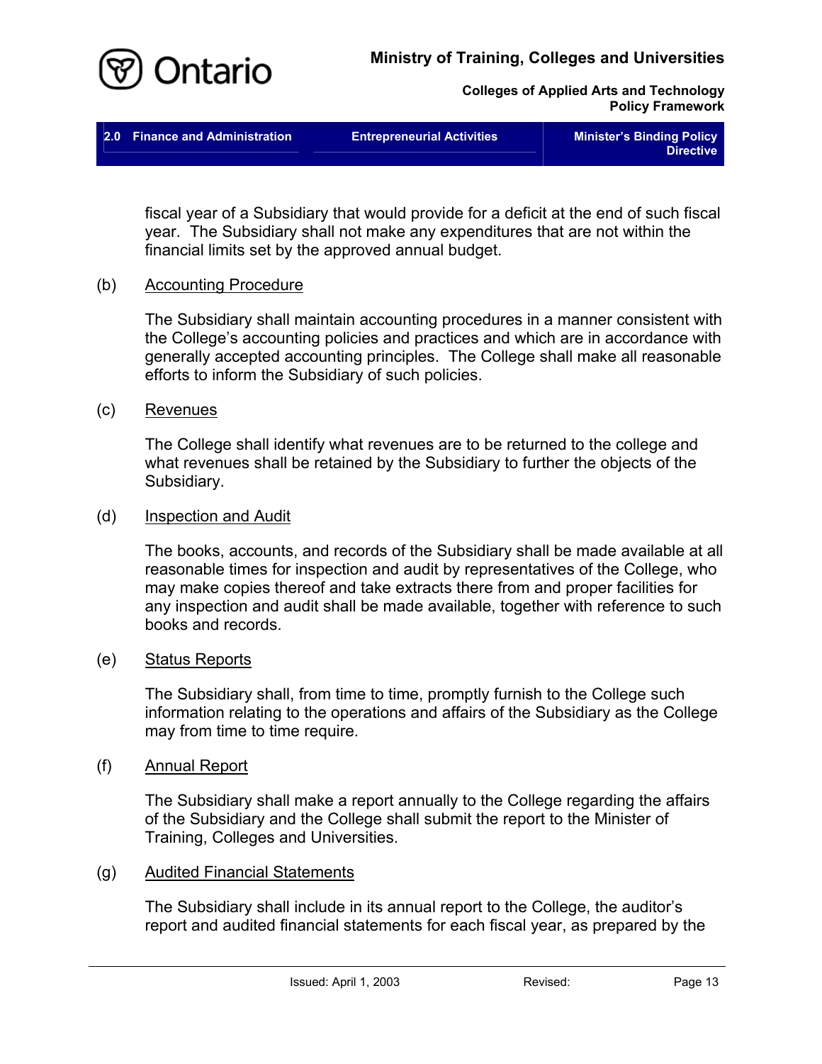fiscal year of a Subsidiary that would provide for a deficit at the end of such fiscal year. The Subsidiary shall not make any expenditures that are not within the financial limits set by the approved annual budget.

(b) Accounting Procedure

The Subsidiary shall maintain accounting procedures in a manner consistent with the College's accounting policies and practices and which are in accordance with generally accepted accounting principles. The College shall make all reasonable efforts to inform the Subsidiary of such policies.

(c) Revenues

The College shall identify what revenues are to be returned to the college and what revenues shall be retained by the Subsidiary to further the objects of the Subsidiary.

(d) Inspection and Audit

The books, accounts, and records of the Subsidiary shall be made available at all reasonable times for inspection and audit by representatives of the College, who may make copies thereof and take extracts there from and proper facilities for any inspection and audit shall be made available, together with reference to such books and records.

(e) Status Reports

The Subsidiary shall, from time to time, promptly furnish to the College such information relating to the operations and affairs of the Subsidiary as the College may from time to time require.

(f) Annual Report

The Subsidiary shall make a report annually to the College regarding the affairs of the Subsidiary and the College shall submit the report to the Minister of Training, Colleges and Universities.

(g) Audited Financial Statements

The Subsidiary shall include in its annual report to the College, the auditor's report and audited financial statements for each fiscal year, as prepared by the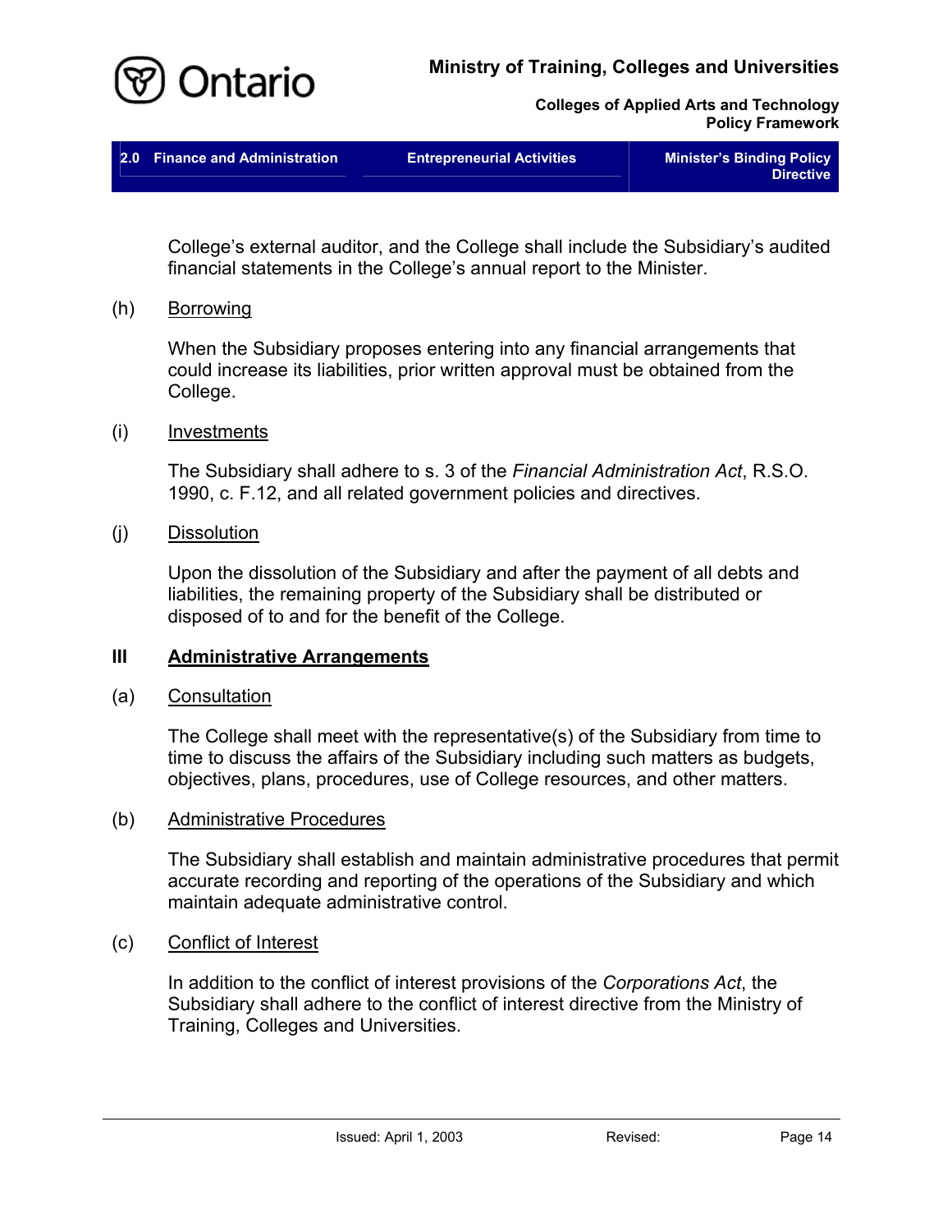College's external auditor, and the College shall include the Subsidiary's audited financial statements in the College's annual report to the Minister.

(h) Borrowing

When the Subsidiary proposes entering into any financial arrangements that could increase its liabilities, prior written approval must be obtained from the College.

(i) Investments

The Subsidiary shall adhere to s. 3 of the *Financial Administration Act*, R.S.O. 1990, c. F.12, and all related government policies and directives.

(j) Dissolution

Upon the dissolution of the Subsidiary and after the payment of all debts and liabilities, the remaining property of the Subsidiary shall be distributed or disposed of to and for the benefit of the College.

## III Administrative Arrangements

(a) Consultation

The College shall meet with the representative(s) of the Subsidiary from time to time to discuss the affairs of the Subsidiary including such matters as budgets, objectives, plans, procedures, use of College resources, and other matters.

(b) Administrative Procedures

The Subsidiary shall establish and maintain administrative procedures that permit accurate recording and reporting of the operations of the Subsidiary and which maintain adequate administrative control.

(c) Conflict of Interest

In addition to the conflict of interest provisions of the *Corporations Act*, the Subsidiary shall adhere to the conflict of interest directive from the Ministry of Training, Colleges and Universities.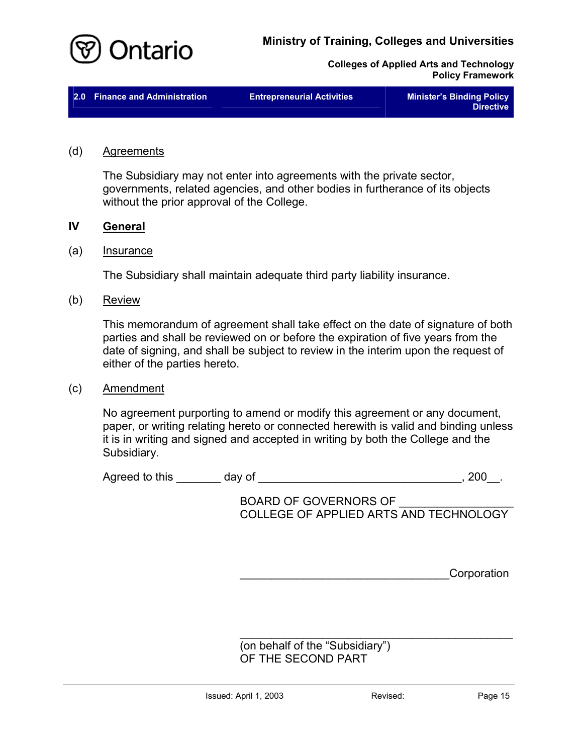(d) Agreements

The Subsidiary may not enter into agreements with the private sector, governments, related agencies, and other bodies in furtherance of its objects without the prior approval of the College.

## IV General

(a) Insurance

The Subsidiary shall maintain adequate third party liability insurance.

(b) Review

This memorandum of agreement shall take effect on the date of signature of both parties and shall be reviewed on or before the expiration of five years from the date of signing, and shall be subject to review in the interim upon the request of either of the parties hereto.

(c) Amendment

No agreement purporting to amend or modify this agreement or any document, paper, or writing relating hereto or connected herewith is valid and binding unless it is in writing and signed and accepted in writing by both the College and the Subsidiary.

Agreed to this _______ day of ________________________________, 200__.

BOARD OF GOVERNORS OF _________________
COLLEGE OF APPLIED ARTS AND TECHNOLOGY

_________________________________Corporation

___________________________________________
(on behalf of the "Subsidiary")
OF THE SECOND PART